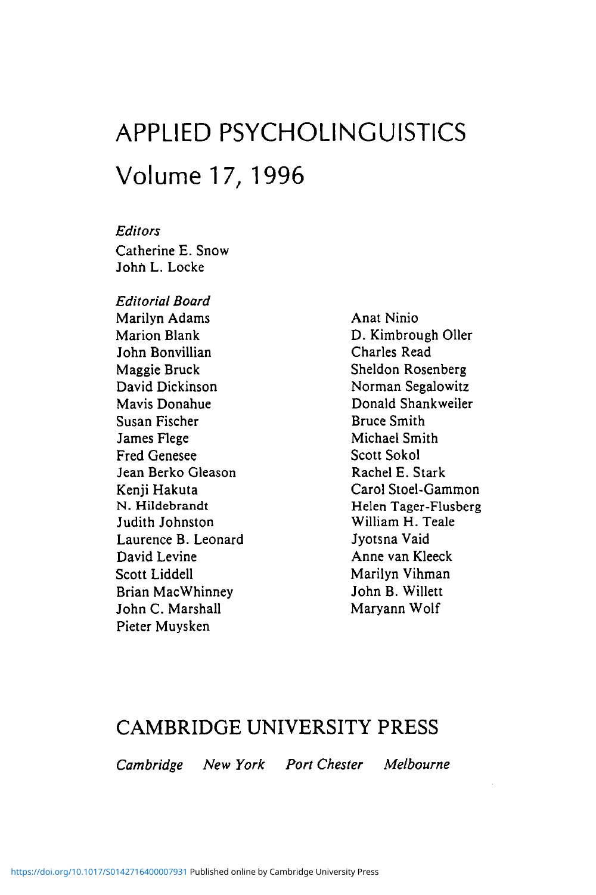# APPLIED PSYCHOLINGUISTICS

## Volume 17, 1996

*Editors*

Catherine E. Snow
John L. Locke

*Editorial Board*

Marilyn Adams
Marion Blank
John Bonvillian
Maggie Bruck
David Dickinson
Mavis Donahue
Susan Fischer
James Flege
Fred Genesee
Jean Berko Gleason
Kenji Hakuta
N. Hildebrandt
Judith Johnston
Laurence B. Leonard
David Levine
Scott Liddell
Brian MacWhinney
John C. Marshall
Pieter Muysken
Anat Ninio
D. Kimbrough Oller
Charles Read
Sheldon Rosenberg
Norman Segalowitz
Donald Shankweiler
Bruce Smith
Michael Smith
Scott Sokol
Rachel E. Stark
Carol Stoel-Gammon
Helen Tager-Flusberg
William H. Teale
Jyotsna Vaid
Anne van Kleeck
Marilyn Vihman
John B. Willett
Maryann Wolf

## CAMBRIDGE UNIVERSITY PRESS

*Cambridge New York Port Chester Melbourne*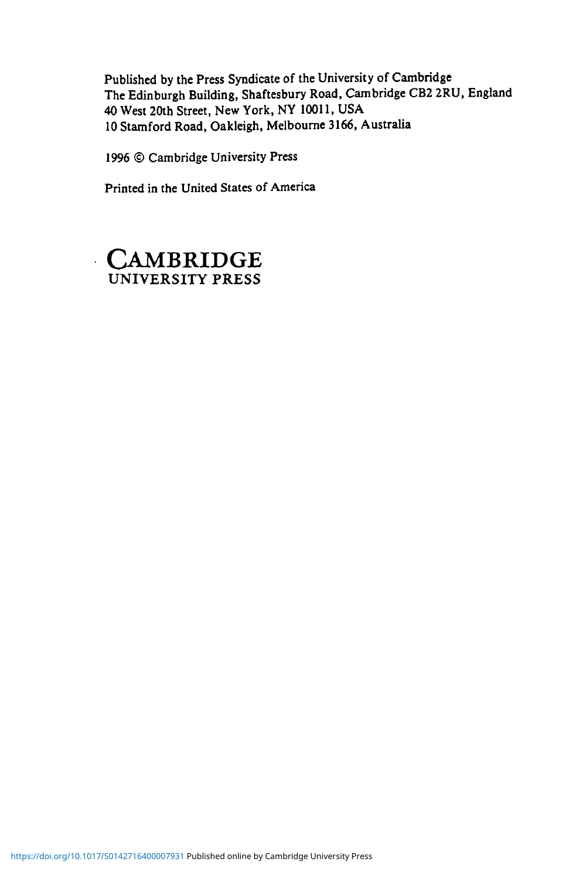Published by the Press Syndicate of the University of Cambridge
The Edinburgh Building, Shaftesbury Road, Cambridge CB2 2RU, England
40 West 20th Street, New York, NY 10011, USA
10 Stamford Road, Oakleigh, Melbourne 3166, Australia

1996 © Cambridge University Press

Printed in the United States of America

CAMBRIDGE
UNIVERSITY PRESS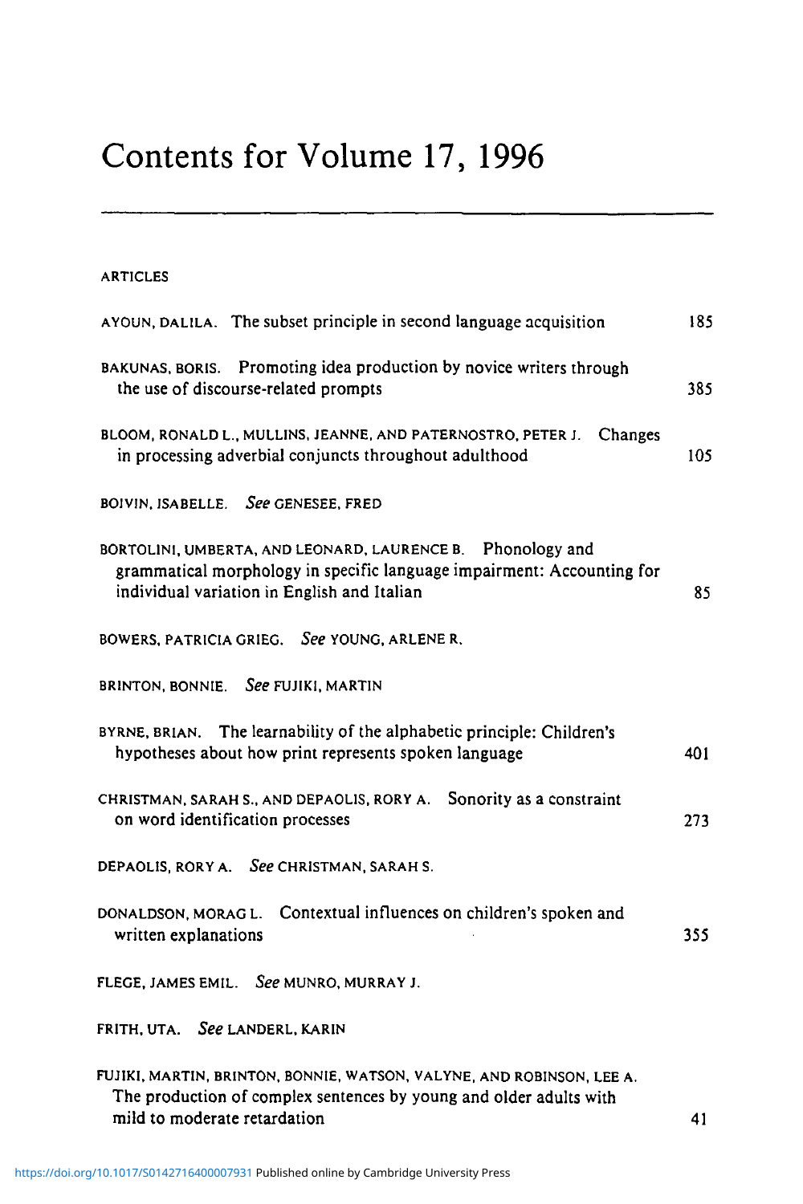# Contents for Volume 17, 1996

ARTICLES

AYOUN, DALILA. The subset principle in second language acquisition 185

BAKUNAS, BORIS. Promoting idea production by novice writers through the use of discourse-related prompts 385

BLOOM, RONALD L., MULLINS, JEANNE, AND PATERNOSTRO, PETER J. Changes in processing adverbial conjuncts throughout adulthood 105

BOIVIN, ISABELLE. *See* GENESEE, FRED

BORTOLINI, UMBERTA, AND LEONARD, LAURENCE B. Phonology and grammatical morphology in specific language impairment: Accounting for individual variation in English and Italian 85

BOWERS, PATRICIA GRIEG. *See* YOUNG, ARLENE R.

BRINTON, BONNIE. *See* FUJIKI, MARTIN

BYRNE, BRIAN. The learnability of the alphabetic principle: Children's hypotheses about how print represents spoken language 401

CHRISTMAN, SARAH S., AND DEPAOLIS, RORY A. Sonority as a constraint on word identification processes 273

DEPAOLIS, RORY A. *See* CHRISTMAN, SARAH S.

DONALDSON, MORAG L. Contextual influences on children's spoken and written explanations 355

FLEGE, JAMES EMIL. *See* MUNRO, MURRAY J.

FRITH, UTA. *See* LANDERL, KARIN

FUJIKI, MARTIN, BRINTON, BONNIE, WATSON, VALYNE, AND ROBINSON, LEE A. The production of complex sentences by young and older adults with mild to moderate retardation 41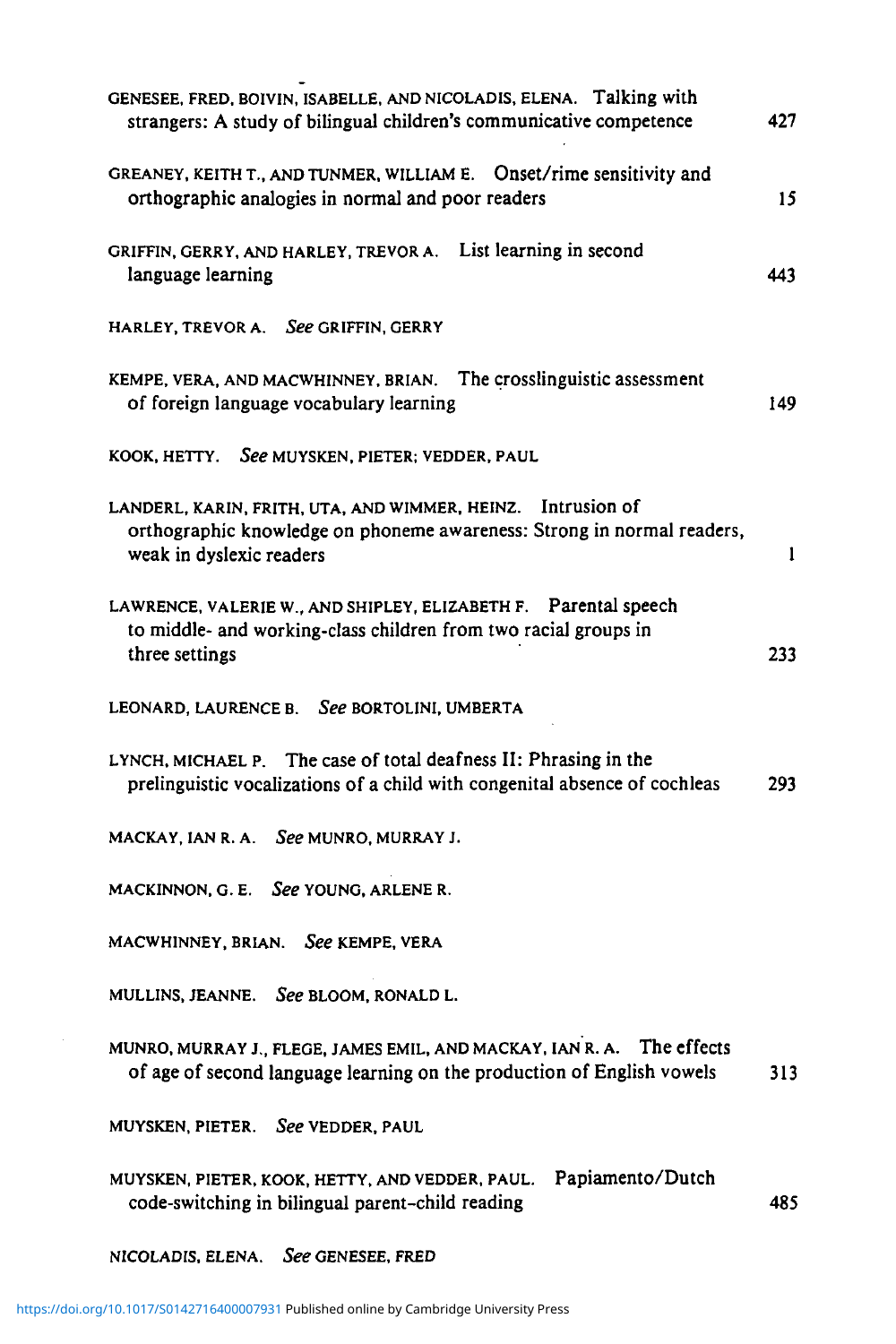GENESEE, FRED, BOIVIN, ISABELLE, AND NICOLADIS, ELENA. Talking with strangers: A study of bilingual children's communicative competence 427

GREANEY, KEITH T., AND TUNMER, WILLIAM E. Onset/rime sensitivity and orthographic analogies in normal and poor readers 15

GRIFFIN, GERRY, AND HARLEY, TREVOR A. List learning in second language learning 443

HARLEY, TREVOR A. *See* GRIFFIN, GERRY

KEMPE, VERA, AND MACWHINNEY, BRIAN. The crosslinguistic assessment of foreign language vocabulary learning 149

KOOK, HETTY. *See* MUYSKEN, PIETER; VEDDER, PAUL

LANDERL, KARIN, FRITH, UTA, AND WIMMER, HEINZ. Intrusion of orthographic knowledge on phoneme awareness: Strong in normal readers, weak in dyslexic readers 1

LAWRENCE, VALERIE W., AND SHIPLEY, ELIZABETH F. Parental speech to middle- and working-class children from two racial groups in three settings 233

LEONARD, LAURENCE B. *See* BORTOLINI, UMBERTA

LYNCH, MICHAEL P. The case of total deafness II: Phrasing in the prelinguistic vocalizations of a child with congenital absence of cochleas 293

MACKAY, IAN R. A. *See* MUNRO, MURRAY J.

MACKINNON, G. E. *See* YOUNG, ARLENE R.

MACWHINNEY, BRIAN. *See* KEMPE, VERA

MULLINS, JEANNE. *See* BLOOM, RONALD L.

MUNRO, MURRAY J., FLEGE, JAMES EMIL, AND MACKAY, IAN R. A. The effects of age of second language learning on the production of English vowels 313

MUYSKEN, PIETER. *See* VEDDER, PAUL

MUYSKEN, PIETER, KOOK, HETTY, AND VEDDER, PAUL. Papiamento/Dutch code-switching in bilingual parent–child reading 485

NICOLADIS, ELENA. *See* GENESEE, FRED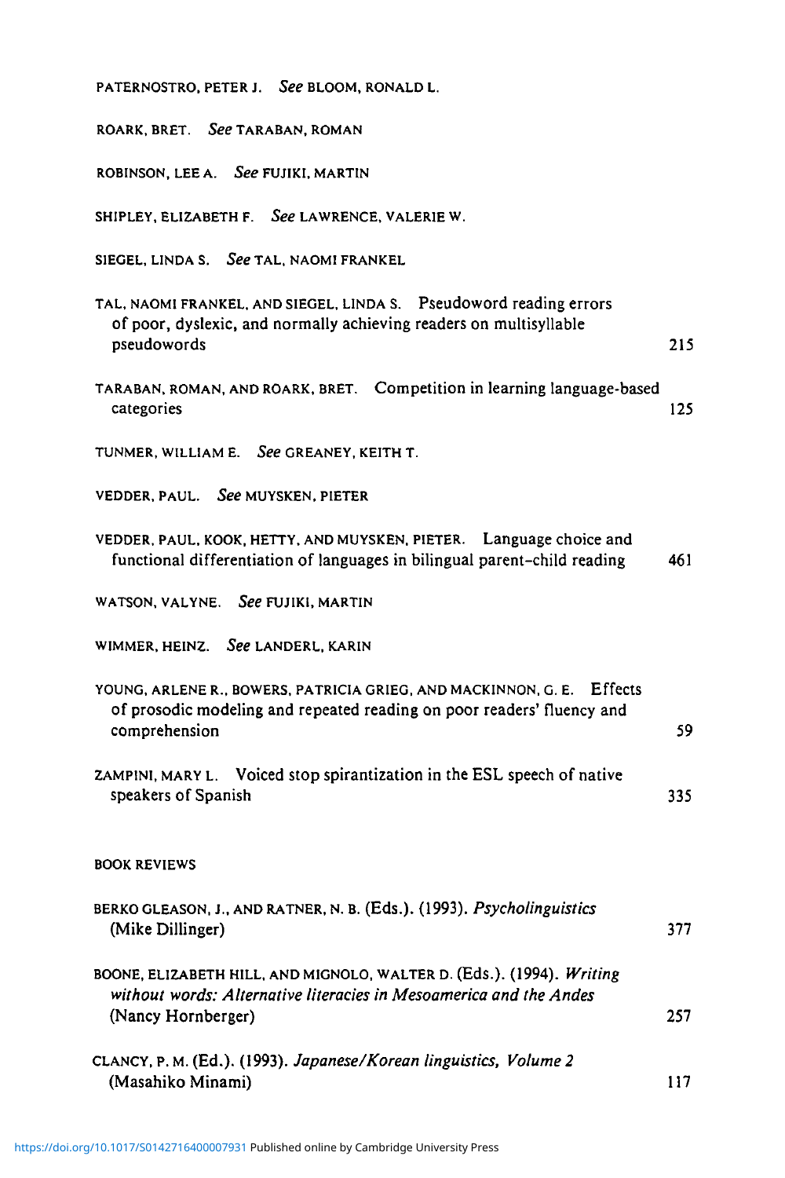PATERNOSTRO, PETER J. *See* BLOOM, RONALD L.

ROARK, BRET. *See* TARABAN, ROMAN

ROBINSON, LEE A. *See* FUJIKI, MARTIN

SHIPLEY, ELIZABETH F. *See* LAWRENCE, VALERIE W.

SIEGEL, LINDA S. *See* TAL, NAOMI FRANKEL

TAL, NAOMI FRANKEL, AND SIEGEL, LINDA S. Pseudoword reading errors of poor, dyslexic, and normally achieving readers on multisyllable pseudowords 215

TARABAN, ROMAN, AND ROARK, BRET. Competition in learning language-based categories 125

TUNMER, WILLIAM E. *See* GREANEY, KEITH T.

VEDDER, PAUL. *See* MUYSKEN, PIETER

VEDDER, PAUL, KOOK, HETTY, AND MUYSKEN, PIETER. Language choice and functional differentiation of languages in bilingual parent–child reading 461

WATSON, VALYNE. *See* FUJIKI, MARTIN

WIMMER, HEINZ. *See* LANDERL, KARIN

YOUNG, ARLENE R., BOWERS, PATRICIA GRIEG, AND MACKINNON, G. E. Effects of prosodic modeling and repeated reading on poor readers' fluency and comprehension 59

ZAMPINI, MARY L. Voiced stop spirantization in the ESL speech of native speakers of Spanish 335

BOOK REVIEWS

BERKO GLEASON, J., AND RATNER, N. B. (Eds.). (1993). *Psycholinguistics* (Mike Dillinger) 377

BOONE, ELIZABETH HILL, AND MIGNOLO, WALTER D. (Eds.). (1994). *Writing without words: Alternative literacies in Mesoamerica and the Andes* (Nancy Hornberger) 257

CLANCY, P. M. (Ed.). (1993). *Japanese/Korean linguistics, Volume 2* (Masahiko Minami) 117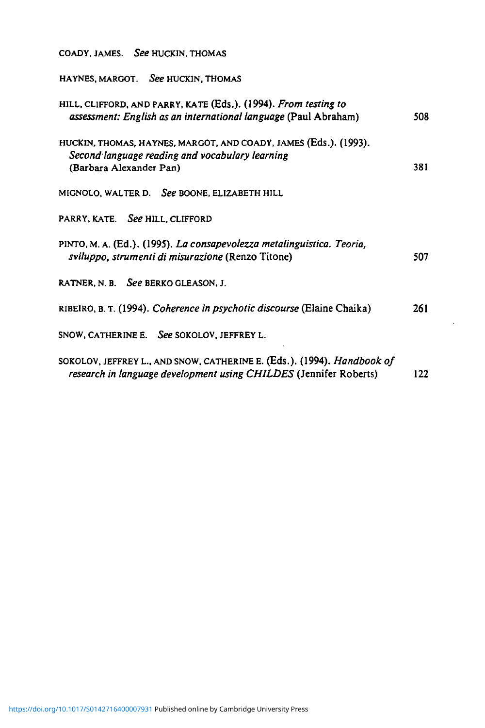COADY, JAMES. *See* HUCKIN, THOMAS

HAYNES, MARGOT. *See* HUCKIN, THOMAS

HILL, CLIFFORD, AND PARRY, KATE (Eds.). (1994). *From testing to assessment: English as an international language* (Paul Abraham) 508

HUCKIN, THOMAS, HAYNES, MARGOT, AND COADY, JAMES (Eds.). (1993). *Second language reading and vocabulary learning* (Barbara Alexander Pan) 381

MIGNOLO, WALTER D. *See* BOONE, ELIZABETH HILL

PARRY, KATE. *See* HILL, CLIFFORD

PINTO, M. A. (Ed.). (1995). *La consapevolezza metalinguistica. Teoria, sviluppo, strumenti di misurazione* (Renzo Titone) 507

RATNER, N. B. *See* BERKO GLEASON, J.

RIBEIRO, B. T. (1994). *Coherence in psychotic discourse* (Elaine Chaika) 261

SNOW, CATHERINE E. *See* SOKOLOV, JEFFREY L.

SOKOLOV, JEFFREY L., AND SNOW, CATHERINE E. (Eds.). (1994). *Handbook of research in language development using CHILDES* (Jennifer Roberts) 122